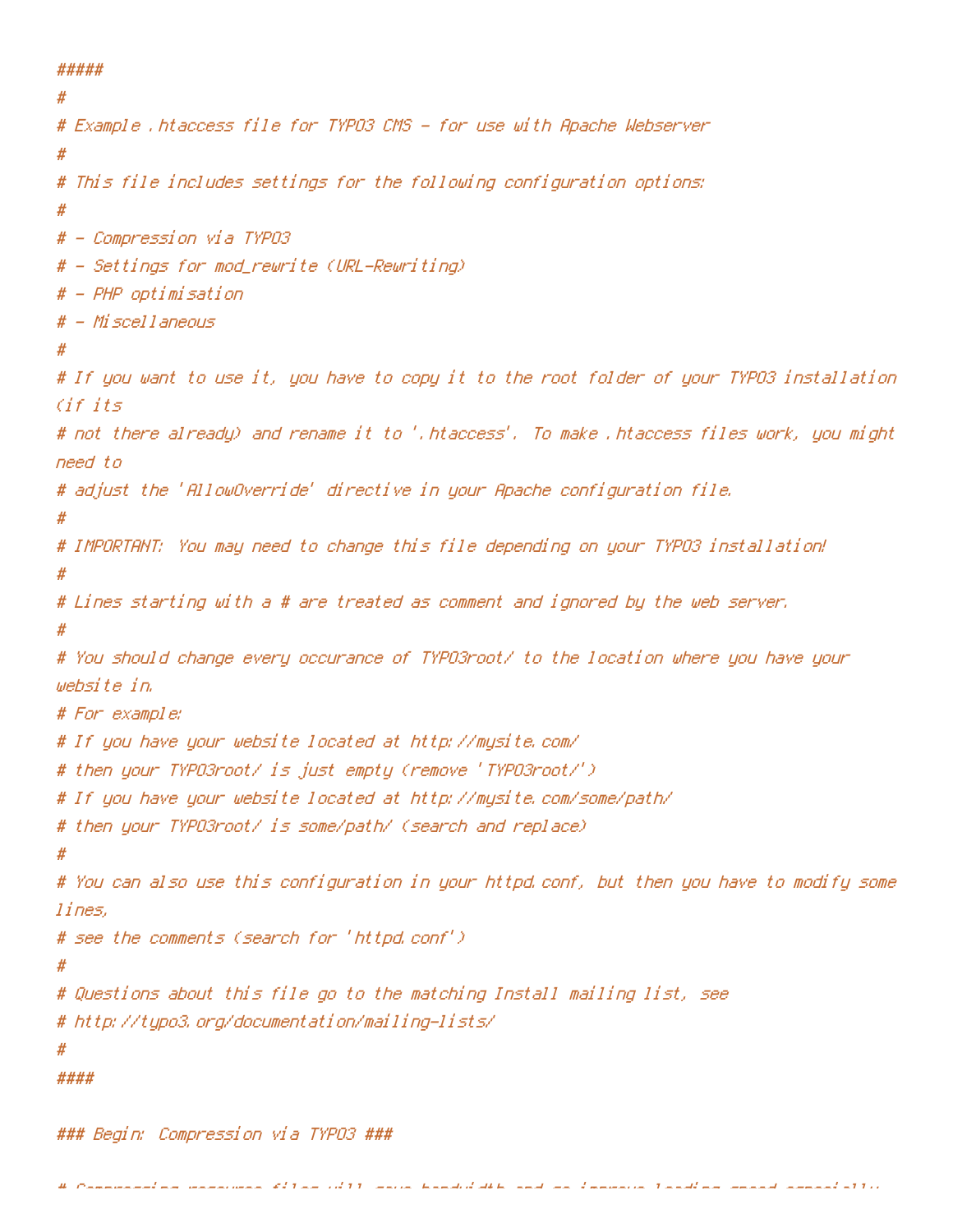```
#####
#
# Example .htaccess file for TYPO3 CMS - for use with Apache Webserver
#
# This file includes settings for the following configuration options:
#
# - Compression via TYPO3
# - Settings for mod_rewrite (URL-Rewriting)
# - PHP optimisation
# - Miscellaneous
#
# If you want to use it, you have to copy it to the root folder of your TYPO3 installation (if its
# not there already) and rename it to '.htaccess'. To make .htaccess files work, you might need to
# adjust the 'AllowOverride' directive in your Apache configuration file.
#
# IMPORTANT: You may need to change this file depending on your TYPO3 installation!
#
# Lines starting with a # are treated as comment and ignored by the web server.
#
# You should change every occurance of TYPO3root/ to the location where you have your website in.
# For example:
# If you have your website located at http://mysite.com/
# then your TYPO3root/ is just empty (remove 'TYPO3root/')
# If you have your website located at http://mysite.com/some/path/
# then your TYPO3root/ is some/path/ (search and replace)
#
# You can also use this configuration in your httpd.conf, but then you have to modify some lines,
# see the comments (search for 'httpd.conf')
#
# Questions about this file go to the matching Install mailing list, see
# http://typo3.org/documentation/mailing-lists/
#
####

### Begin: Compression via TYPO3 ###
```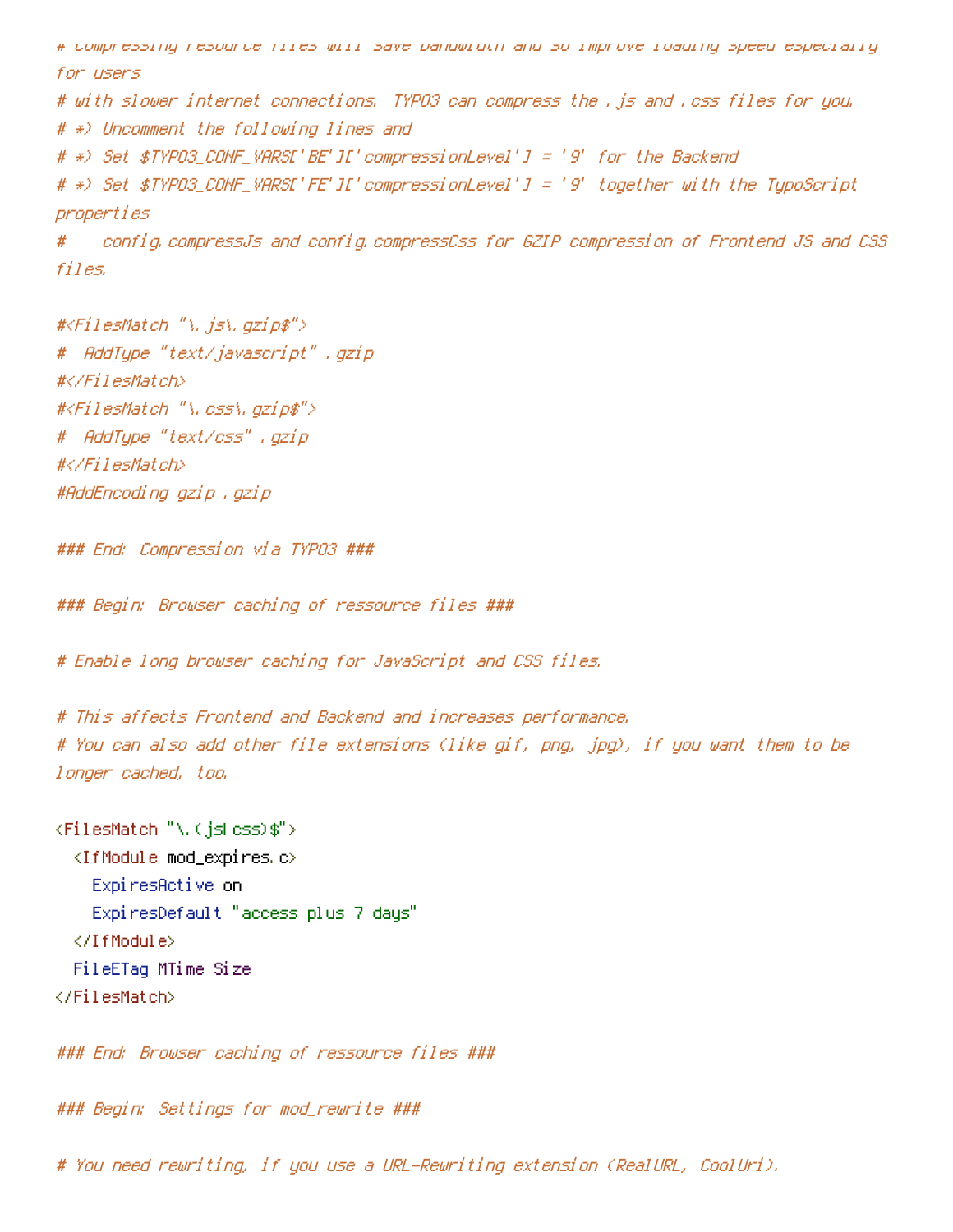```
# Compressing resource files will save bandwidth and so improve loading speed especially for users
# with slower internet connections. TYPO3 can compress the .js and .css files for you.
# *) Uncomment the following lines and
# *) Set $TYPO3_CONF_VARS['BE']['compressionLevel'] = '9' for the Backend
# *) Set $TYPO3_CONF_VARS['FE']['compressionLevel'] = '9' together with the TypoScript properties
#    config.compressJs and config.compressCss for GZIP compression of Frontend JS and CSS files.

#<FilesMatch "\.js\.gzip$">
#  AddType "text/javascript" .gzip
#</FilesMatch>
#<FilesMatch "\.css\.gzip$">
#  AddType "text/css" .gzip
#</FilesMatch>
#AddEncoding gzip .gzip

### End: Compression via TYPO3 ###

### Begin: Browser caching of ressource files ###

# Enable long browser caching for JavaScript and CSS files.

# This affects Frontend and Backend and increases performance.
# You can also add other file extensions (like gif, png, jpg), if you want them to be longer cached, too.

<FilesMatch "\.(js|css)$">
  <IfModule mod_expires.c>
    ExpiresActive on
    ExpiresDefault "access plus 7 days"
  </IfModule>
  FileETag MTime Size
</FilesMatch>

### End: Browser caching of ressource files ###

### Begin: Settings for mod_rewrite ###

# You need rewriting, if you use a URL-Rewriting extension (RealURL, CoolUri).
```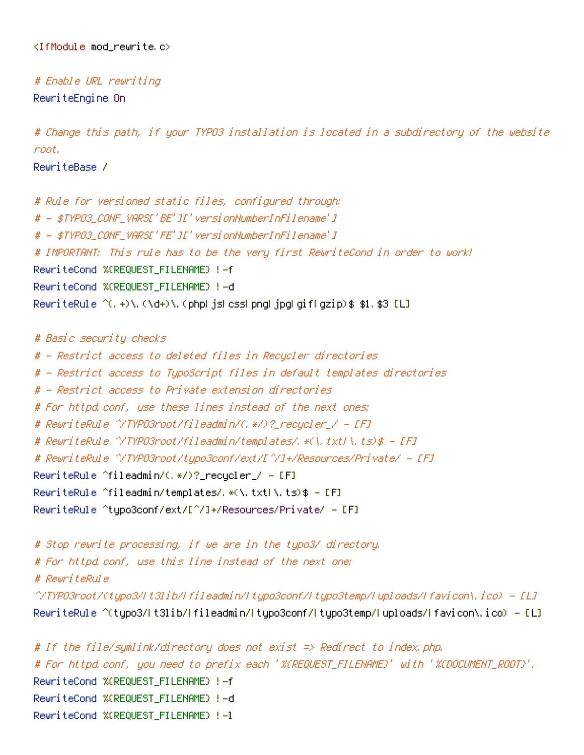```
<IfModule mod_rewrite.c>

# Enable URL rewriting
RewriteEngine On

# Change this path, if your TYPO3 installation is located in a subdirectory of the website
root.
RewriteBase /

# Rule for versioned static files, configured through:
# - $TYPO3_CONF_VARS['BE']['versionNumberInFilename']
# - $TYPO3_CONF_VARS['FE']['versionNumberInFilename']
# IMPORTANT: This rule has to be the very first RewriteCond in order to work!
RewriteCond %{REQUEST_FILENAME} !-f
RewriteCond %{REQUEST_FILENAME} !-d
RewriteRule ^(.+)\.(\d+)\.(php|js|css|png|jpg|gif|gzip)$ $1.$3 [L]

# Basic security checks
# - Restrict access to deleted files in Recycler directories
# - Restrict access to TypoScript files in default templates directories
# - Restrict access to Private extension directories
# For httpd.conf, use these lines instead of the next ones:
# RewriteRule ^/TYPO3root/fileadmin/(.*/)?_recycler_/ - [F]
# RewriteRule ^/TYPO3root/fileadmin/templates/.*(\.txt|\.ts)$ - [F]
# RewriteRule ^/TYPO3root/typo3conf/ext/[^/]+/Resources/Private/ - [F]
RewriteRule ^fileadmin/(.*/)?_recycler_/ - [F]
RewriteRule ^fileadmin/templates/.*(\.txt|\.ts)$ - [F]
RewriteRule ^typo3conf/ext/[^/]+/Resources/Private/ - [F]

# Stop rewrite processing, if we are in the typo3/ directory.
# For httpd.conf, use this line instead of the next one:
# RewriteRule
^/TYPO3root/(typo3/|t3lib/|fileadmin/|typo3conf/|typo3temp/|uploads/|favicon\.ico) - [L]
RewriteRule ^(typo3/|t3lib/|fileadmin/|typo3conf/|typo3temp/|uploads/|favicon\.ico) - [L]

# If the file/symlink/directory does not exist => Redirect to index.php.
# For httpd.conf, you need to prefix each '%{REQUEST_FILENAME}' with '%{DOCUMENT_ROOT}'.
RewriteCond %{REQUEST_FILENAME} !-f
RewriteCond %{REQUEST_FILENAME} !-d
RewriteCond %{REQUEST_FILENAME} !-l
```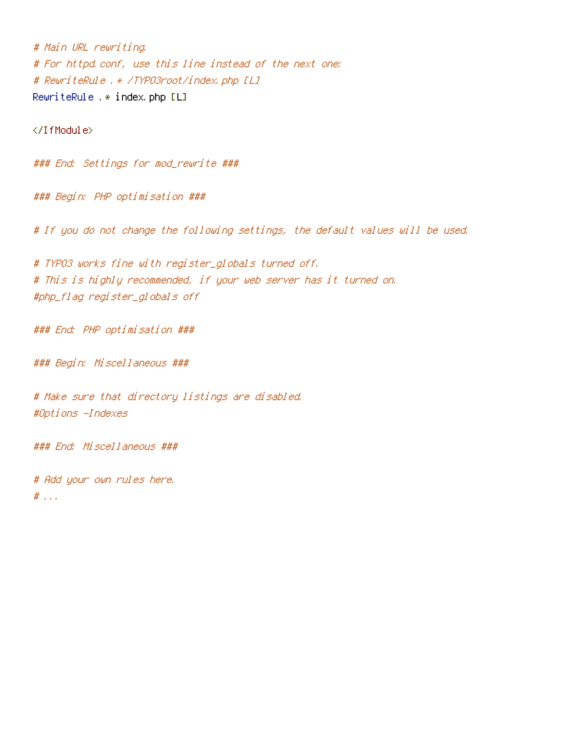```
# Main URL rewriting.
# For httpd.conf, use this line instead of the next one:
# RewriteRule .* /TYPO3root/index.php [L]
RewriteRule .* index.php [L]

</IfModule>

### End: Settings for mod_rewrite ###

### Begin: PHP optimisation ###

# If you do not change the following settings, the default values will be used.

# TYPO3 works fine with register_globals turned off.
# This is highly recommended, if your web server has it turned on.
#php_flag register_globals off

### End: PHP optimisation ###

### Begin: Miscellaneous ###

# Make sure that directory listings are disabled.
#Options -Indexes

### End: Miscellaneous ###

# Add your own rules here.
# ...
```